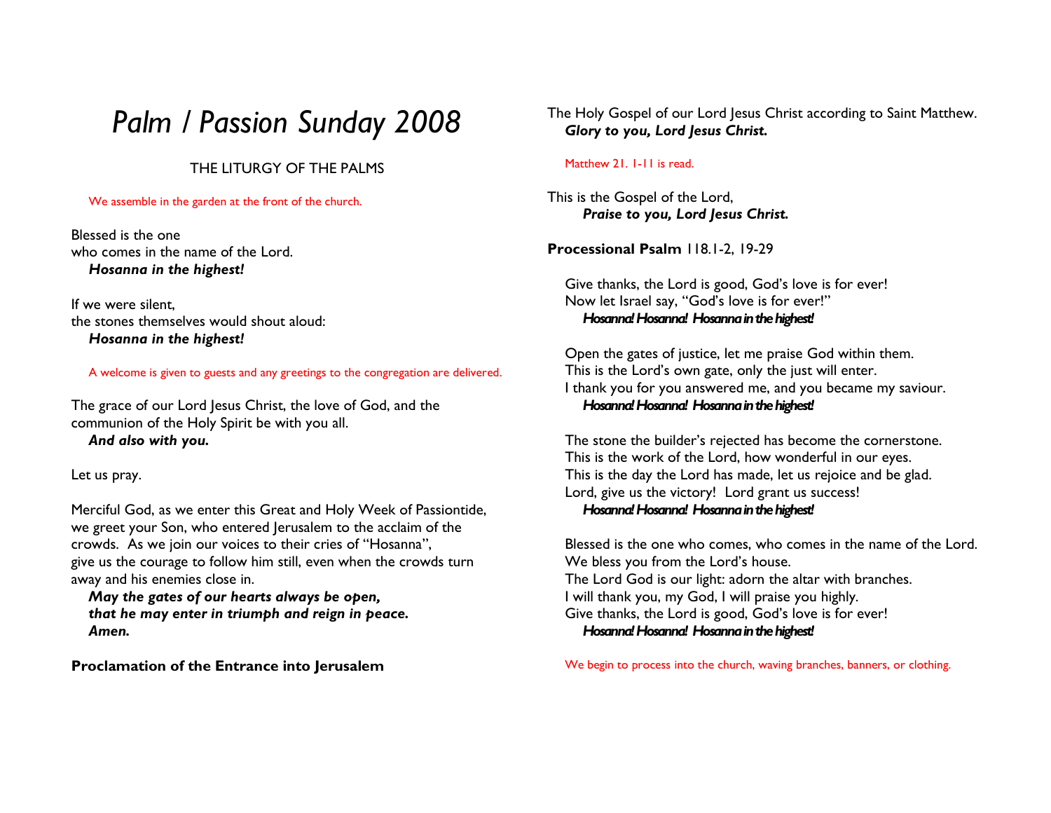# *Palm / Passion Sunday 2008*

## THE LITURGY OF THE PALMS

We assemble in the garden at the front of the church.

Blessed is the one
who comes in the name of the Lord.
***Hosanna in the highest!***

If we were silent,
the stones themselves would shout aloud:
***Hosanna in the highest!***

A welcome is given to guests and any greetings to the congregation are delivered.

The grace of our Lord Jesus Christ, the love of God, and the communion of the Holy Spirit be with you all.
***And also with you.***

Let us pray.

Merciful God, as we enter this Great and Holy Week of Passiontide, we greet your Son, who entered Jerusalem to the acclaim of the crowds. As we join our voices to their cries of "Hosanna", give us the courage to follow him still, even when the crowds turn away and his enemies close in.
***May the gates of our hearts always be open,***
***that he may enter in triumph and reign in peace.***
***Amen.***

**Proclamation of the Entrance into Jerusalem**

The Holy Gospel of our Lord Jesus Christ according to Saint Matthew.
***Glory to you, Lord Jesus Christ.***

Matthew 21. 1-11 is read.

This is the Gospel of the Lord,
***Praise to you, Lord Jesus Christ.***

**Processional Psalm** 118.1-2, 19-29

Give thanks, the Lord is good, God's love is for ever!
Now let Israel say, "God's love is for ever!"
***Hosanna! Hosanna! Hosanna in the highest!***

Open the gates of justice, let me praise God within them.
This is the Lord's own gate, only the just will enter.
I thank you for you answered me, and you became my saviour.
***Hosanna! Hosanna! Hosanna in the highest!***

The stone the builder's rejected has become the cornerstone.
This is the work of the Lord, how wonderful in our eyes.
This is the day the Lord has made, let us rejoice and be glad.
Lord, give us the victory! Lord grant us success!
***Hosanna! Hosanna! Hosanna in the highest!***

Blessed is the one who comes, who comes in the name of the Lord.
We bless you from the Lord's house.
The Lord God is our light: adorn the altar with branches.
I will thank you, my God, I will praise you highly.
Give thanks, the Lord is good, God's love is for ever!
***Hosanna! Hosanna! Hosanna in the highest!***

We begin to process into the church, waving branches, banners, or clothing.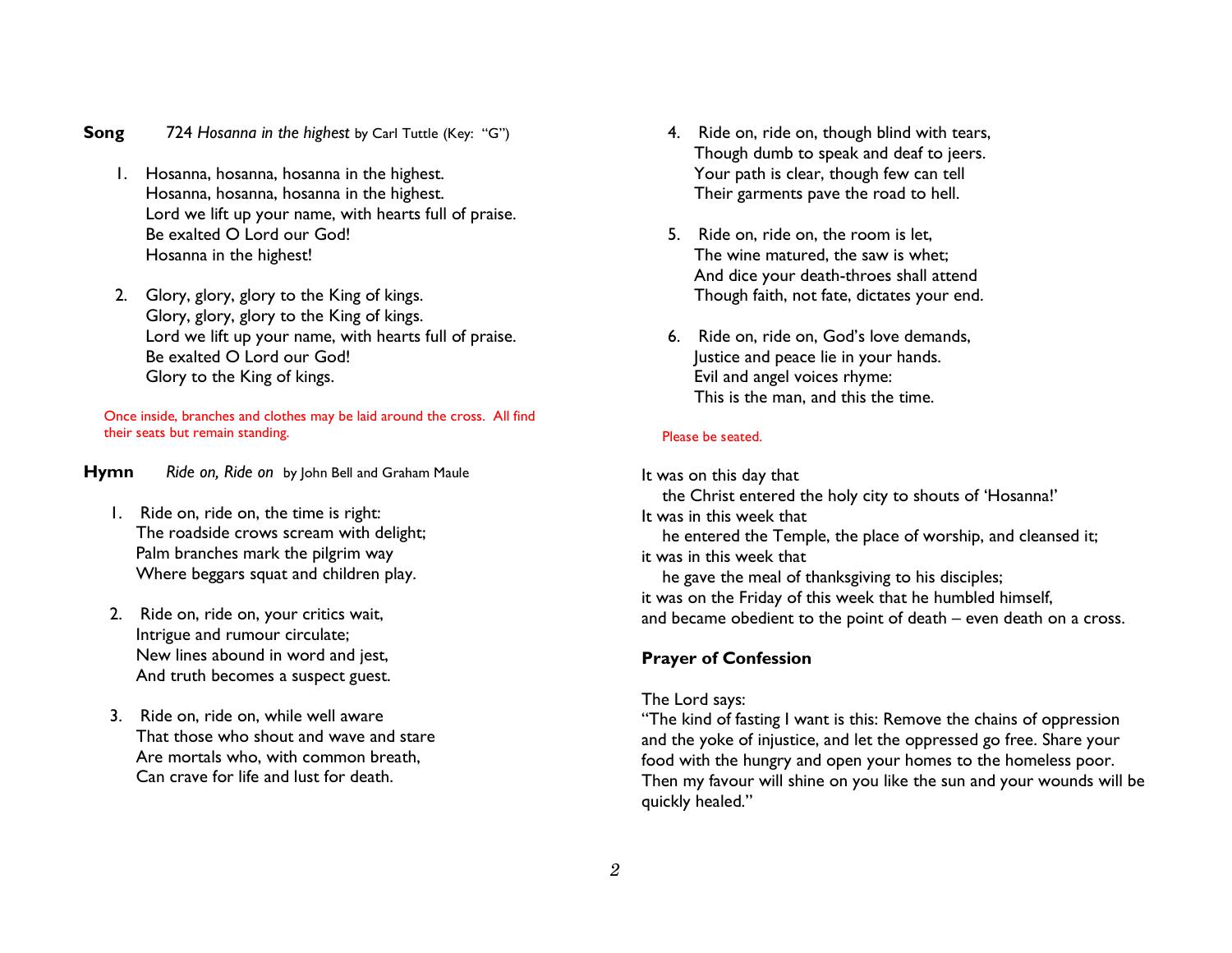**Song** 724 *Hosanna in the highest* by Carl Tuttle (Key: "G")

1. Hosanna, hosanna, hosanna in the highest.
   Hosanna, hosanna, hosanna in the highest.
   Lord we lift up your name, with hearts full of praise.
   Be exalted O Lord our God!
   Hosanna in the highest!

2. Glory, glory, glory to the King of kings.
   Glory, glory, glory to the King of kings.
   Lord we lift up your name, with hearts full of praise.
   Be exalted O Lord our God!
   Glory to the King of kings.

Once inside, branches and clothes may be laid around the cross. All find their seats but remain standing.

**Hymn** *Ride on, Ride on* by John Bell and Graham Maule

1. Ride on, ride on, the time is right:
   The roadside crows scream with delight;
   Palm branches mark the pilgrim way
   Where beggars squat and children play.

2. Ride on, ride on, your critics wait,
   Intrigue and rumour circulate;
   New lines abound in word and jest,
   And truth becomes a suspect guest.

3. Ride on, ride on, while well aware
   That those who shout and wave and stare
   Are mortals who, with common breath,
   Can crave for life and lust for death.

4. Ride on, ride on, though blind with tears,
   Though dumb to speak and deaf to jeers.
   Your path is clear, though few can tell
   Their garments pave the road to hell.

5. Ride on, ride on, the room is let,
   The wine matured, the saw is whet;
   And dice your death-throes shall attend
   Though faith, not fate, dictates your end.

6. Ride on, ride on, God's love demands,
   Justice and peace lie in your hands.
   Evil and angel voices rhyme:
   This is the man, and this the time.

Please be seated.

It was on this day that
  the Christ entered the holy city to shouts of 'Hosanna!'
It was in this week that
  he entered the Temple, the place of worship, and cleansed it;
it was in this week that
  he gave the meal of thanksgiving to his disciples;
it was on the Friday of this week that he humbled himself,
and became obedient to the point of death – even death on a cross.

**Prayer of Confession**

The Lord says:
"The kind of fasting I want is this: Remove the chains of oppression and the yoke of injustice, and let the oppressed go free. Share your food with the hungry and open your homes to the homeless poor. Then my favour will shine on you like the sun and your wounds will be quickly healed."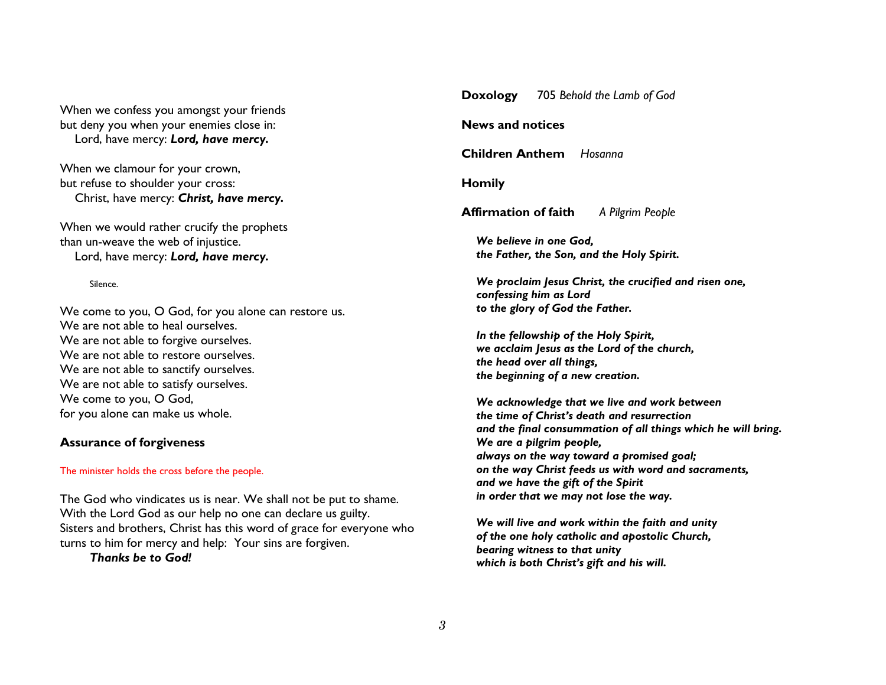When we confess you amongst your friends
but deny you when your enemies close in:
  Lord, have mercy: ***Lord, have mercy.***

When we clamour for your crown,
but refuse to shoulder your cross:
  Christ, have mercy: ***Christ, have mercy.***

When we would rather crucify the prophets
than un-weave the web of injustice.
  Lord, have mercy: ***Lord, have mercy.***

Silence.

We come to you, O God, for you alone can restore us.
We are not able to heal ourselves.
We are not able to forgive ourselves.
We are not able to restore ourselves.
We are not able to sanctify ourselves.
We are not able to satisfy ourselves.
We come to you, O God,
for you alone can make us whole.

**Assurance of forgiveness**

The minister holds the cross before the people.

The God who vindicates us is near. We shall not be put to shame.
With the Lord God as our help no one can declare us guilty.
Sisters and brothers, Christ has this word of grace for everyone who turns to him for mercy and help: Your sins are forgiven.
  ***Thanks be to God!***

**Doxology** 705 *Behold the Lamb of God*

**News and notices**

**Children Anthem** *Hosanna*

**Homily**

**Affirmation of faith** *A Pilgrim People*

***We believe in one God,
the Father, the Son, and the Holy Spirit.***

***We proclaim Jesus Christ, the crucified and risen one,
confessing him as Lord
to the glory of God the Father.***

***In the fellowship of the Holy Spirit,
we acclaim Jesus as the Lord of the church,
the head over all things,
the beginning of a new creation.***

***We acknowledge that we live and work between
the time of Christ's death and resurrection
and the final consummation of all things which he will bring.
We are a pilgrim people,
always on the way toward a promised goal;
on the way Christ feeds us with word and sacraments,
and we have the gift of the Spirit
in order that we may not lose the way.***

***We will live and work within the faith and unity
of the one holy catholic and apostolic Church,
bearing witness to that unity
which is both Christ's gift and his will.***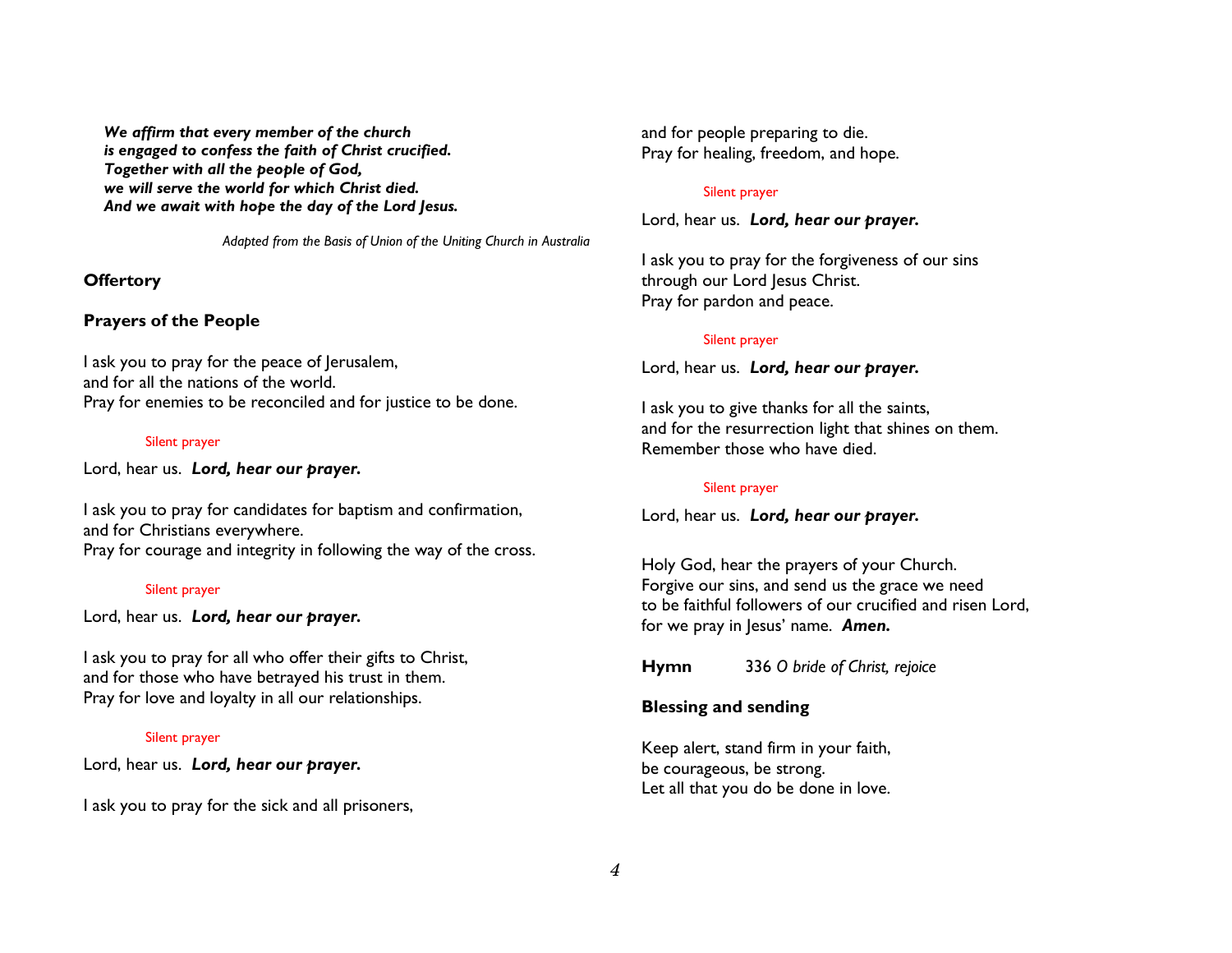***We affirm that every member of the church***
***is engaged to confess the faith of Christ crucified.***
***Together with all the people of God,***
***we will serve the world for which Christ died.***
***And we await with hope the day of the Lord Jesus.***

*Adapted from the Basis of Union of the Uniting Church in Australia*

**Offertory**

**Prayers of the People**

I ask you to pray for the peace of Jerusalem,
and for all the nations of the world.
Pray for enemies to be reconciled and for justice to be done.

Silent prayer

Lord, hear us. ***Lord, hear our prayer.***

I ask you to pray for candidates for baptism and confirmation,
and for Christians everywhere.
Pray for courage and integrity in following the way of the cross.

Silent prayer

Lord, hear us. ***Lord, hear our prayer.***

I ask you to pray for all who offer their gifts to Christ,
and for those who have betrayed his trust in them.
Pray for love and loyalty in all our relationships.

Silent prayer

Lord, hear us. ***Lord, hear our prayer.***

I ask you to pray for the sick and all prisoners,
and for people preparing to die.
Pray for healing, freedom, and hope.

Silent prayer

Lord, hear us. ***Lord, hear our prayer.***

I ask you to pray for the forgiveness of our sins
through our Lord Jesus Christ.
Pray for pardon and peace.

Silent prayer

Lord, hear us. ***Lord, hear our prayer.***

I ask you to give thanks for all the saints,
and for the resurrection light that shines on them.
Remember those who have died.

Silent prayer

Lord, hear us. ***Lord, hear our prayer.***

Holy God, hear the prayers of your Church.
Forgive our sins, and send us the grace we need
to be faithful followers of our crucified and risen Lord,
for we pray in Jesus' name. ***Amen.***

**Hymn** 336 *O bride of Christ, rejoice*

**Blessing and sending**

Keep alert, stand firm in your faith,
be courageous, be strong.
Let all that you do be done in love.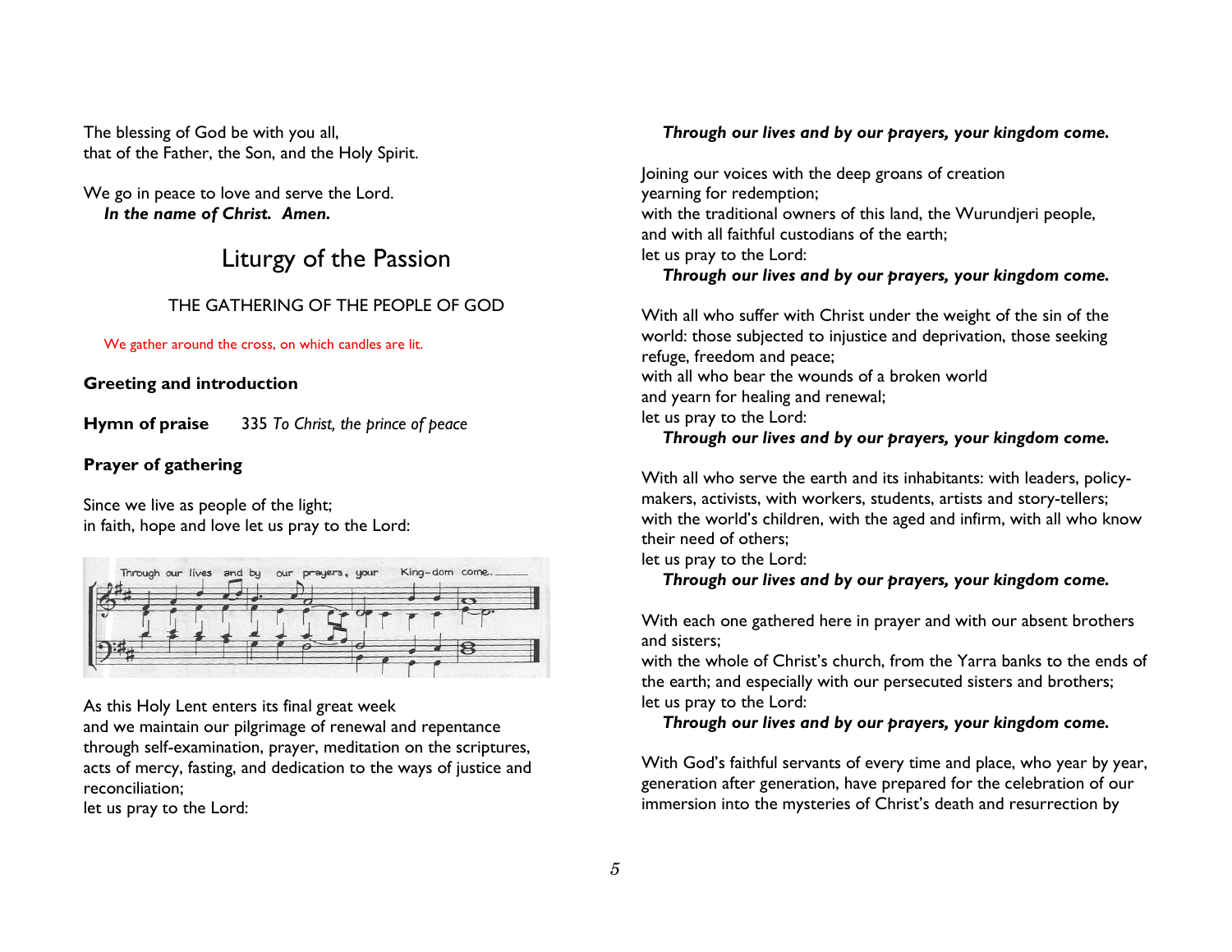The blessing of God be with you all,
that of the Father, the Son, and the Holy Spirit.

We go in peace to love and serve the Lord.
***In the name of Christ. Amen.***

# Liturgy of the Passion

## THE GATHERING OF THE PEOPLE OF GOD

We gather around the cross, on which candles are lit.

**Greeting and introduction**

**Hymn of praise** 335 *To Christ, the prince of peace*

**Prayer of gathering**

Since we live as people of the light;
in faith, hope and love let us pray to the Lord:

Through our lives and by our prayers, your King-dom come.

As this Holy Lent enters its final great week
and we maintain our pilgrimage of renewal and repentance
through self-examination, prayer, meditation on the scriptures,
acts of mercy, fasting, and dedication to the ways of justice and reconciliation;
let us pray to the Lord:

***Through our lives and by our prayers, your kingdom come.***

Joining our voices with the deep groans of creation
yearning for redemption;
with the traditional owners of this land, the Wurundjeri people,
and with all faithful custodians of the earth;
let us pray to the Lord:

***Through our lives and by our prayers, your kingdom come.***

With all who suffer with Christ under the weight of the sin of the world: those subjected to injustice and deprivation, those seeking refuge, freedom and peace;
with all who bear the wounds of a broken world
and yearn for healing and renewal;
let us pray to the Lord:

***Through our lives and by our prayers, your kingdom come.***

With all who serve the earth and its inhabitants: with leaders, policy-makers, activists, with workers, students, artists and story-tellers;
with the world's children, with the aged and infirm, with all who know their need of others;
let us pray to the Lord:

***Through our lives and by our prayers, your kingdom come.***

With each one gathered here in prayer and with our absent brothers and sisters;
with the whole of Christ's church, from the Yarra banks to the ends of the earth; and especially with our persecuted sisters and brothers;
let us pray to the Lord:

***Through our lives and by our prayers, your kingdom come.***

With God's faithful servants of every time and place, who year by year, generation after generation, have prepared for the celebration of our immersion into the mysteries of Christ's death and resurrection by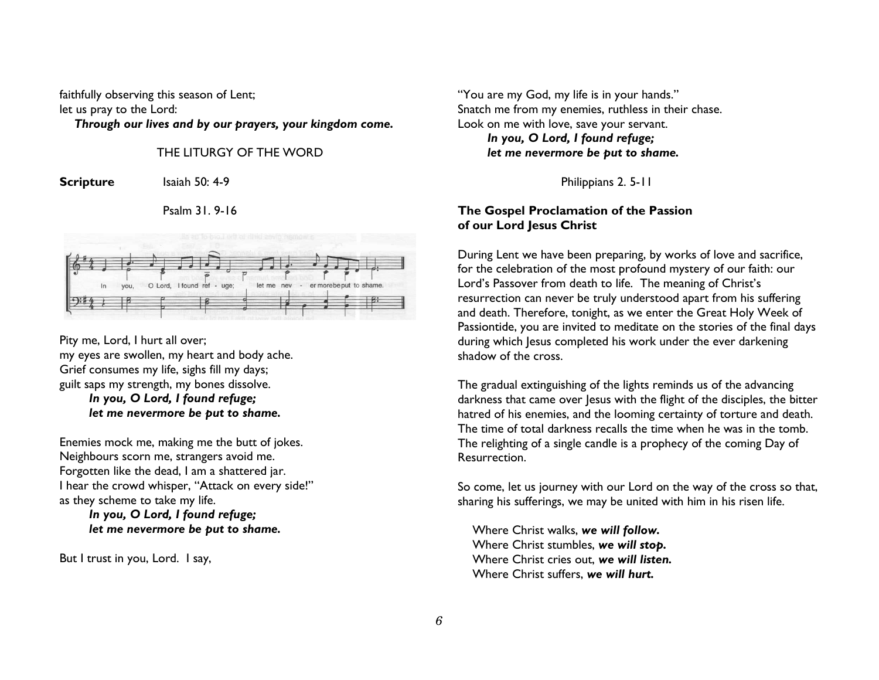faithfully observing this season of Lent;
let us pray to the Lord:
***Through our lives and by our prayers, your kingdom come.***

THE LITURGY OF THE WORD

**Scripture** Isaiah 50: 4-9

Psalm 31. 9-16

In you, O Lord, I found ref - uge; let me nev - er more be put to shame.

Pity me, Lord, I hurt all over;
my eyes are swollen, my heart and body ache.
Grief consumes my life, sighs fill my days;
guilt saps my strength, my bones dissolve.
***In you, O Lord, I found refuge;***
***let me nevermore be put to shame.***

Enemies mock me, making me the butt of jokes.
Neighbours scorn me, strangers avoid me.
Forgotten like the dead, I am a shattered jar.
I hear the crowd whisper, "Attack on every side!"
as they scheme to take my life.
***In you, O Lord, I found refuge;***
***let me nevermore be put to shame.***

But I trust in you, Lord. I say,
"You are my God, my life is in your hands."
Snatch me from my enemies, ruthless in their chase.
Look on me with love, save your servant.
***In you, O Lord, I found refuge;***
***let me nevermore be put to shame.***

Philippians 2. 5-11

**The Gospel Proclamation of the Passion of our Lord Jesus Christ**

During Lent we have been preparing, by works of love and sacrifice, for the celebration of the most profound mystery of our faith: our Lord's Passover from death to life. The meaning of Christ's resurrection can never be truly understood apart from his suffering and death. Therefore, tonight, as we enter the Great Holy Week of Passiontide, you are invited to meditate on the stories of the final days during which Jesus completed his work under the ever darkening shadow of the cross.

The gradual extinguishing of the lights reminds us of the advancing darkness that came over Jesus with the flight of the disciples, the bitter hatred of his enemies, and the looming certainty of torture and death. The time of total darkness recalls the time when he was in the tomb. The relighting of a single candle is a prophecy of the coming Day of Resurrection.

So come, let us journey with our Lord on the way of the cross so that, sharing his sufferings, we may be united with him in his risen life.

Where Christ walks, ***we will follow.***
Where Christ stumbles, ***we will stop.***
Where Christ cries out, ***we will listen.***
Where Christ suffers, ***we will hurt.***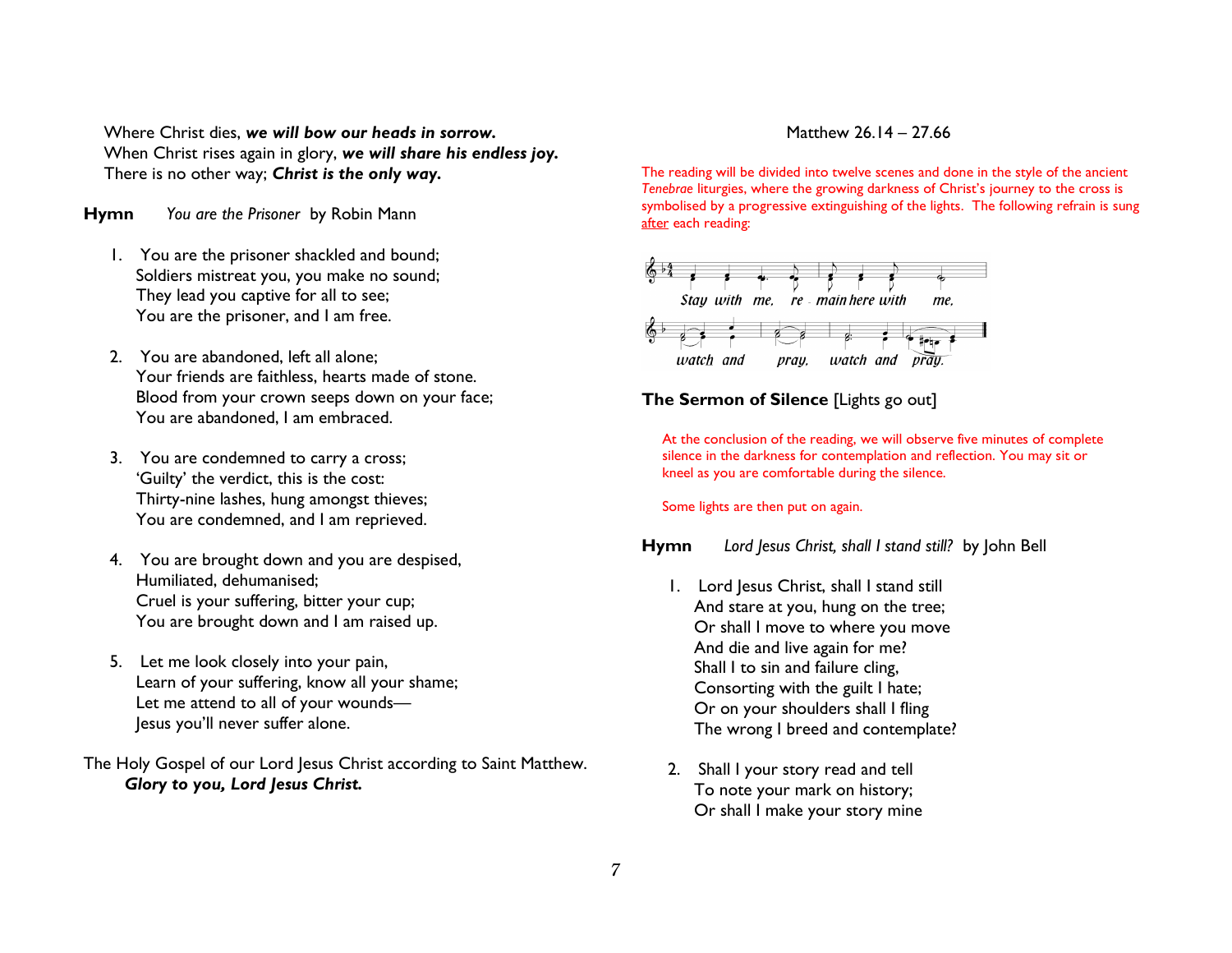Where Christ dies, ***we will bow our heads in sorrow.***
When Christ rises again in glory, ***we will share his endless joy.***
There is no other way; ***Christ is the only way.***

**Hymn** *You are the Prisoner* by Robin Mann

1. You are the prisoner shackled and bound;
   Soldiers mistreat you, you make no sound;
   They lead you captive for all to see;
   You are the prisoner, and I am free.

2. You are abandoned, left all alone;
   Your friends are faithless, hearts made of stone.
   Blood from your crown seeps down on your face;
   You are abandoned, I am embraced.

3. You are condemned to carry a cross;
   'Guilty' the verdict, this is the cost:
   Thirty-nine lashes, hung amongst thieves;
   You are condemned, and I am reprieved.

4. You are brought down and you are despised,
   Humiliated, dehumanised;
   Cruel is your suffering, bitter your cup;
   You are brought down and I am raised up.

5. Let me look closely into your pain,
   Learn of your suffering, know all your shame;
   Let me attend to all of your wounds—
   Jesus you'll never suffer alone.

The Holy Gospel of our Lord Jesus Christ according to Saint Matthew.
***Glory to you, Lord Jesus Christ.***

Matthew 26.14 – 27.66

The reading will be divided into twelve scenes and done in the style of the ancient *Tenebrae* liturgies, where the growing darkness of Christ's journey to the cross is symbolised by a progressive extinguishing of the lights. The following refrain is sung after each reading:

Stay with me, re - main here with me, watch and pray, watch and pray.

**The Sermon of Silence** [Lights go out]

At the conclusion of the reading, we will observe five minutes of complete silence in the darkness for contemplation and reflection. You may sit or kneel as you are comfortable during the silence.

Some lights are then put on again.

**Hymn** *Lord Jesus Christ, shall I stand still?* by John Bell

1. Lord Jesus Christ, shall I stand still
   And stare at you, hung on the tree;
   Or shall I move to where you move
   And die and live again for me?
   Shall I to sin and failure cling,
   Consorting with the guilt I hate;
   Or on your shoulders shall I fling
   The wrong I breed and contemplate?

2. Shall I your story read and tell
   To note your mark on history;
   Or shall I make your story mine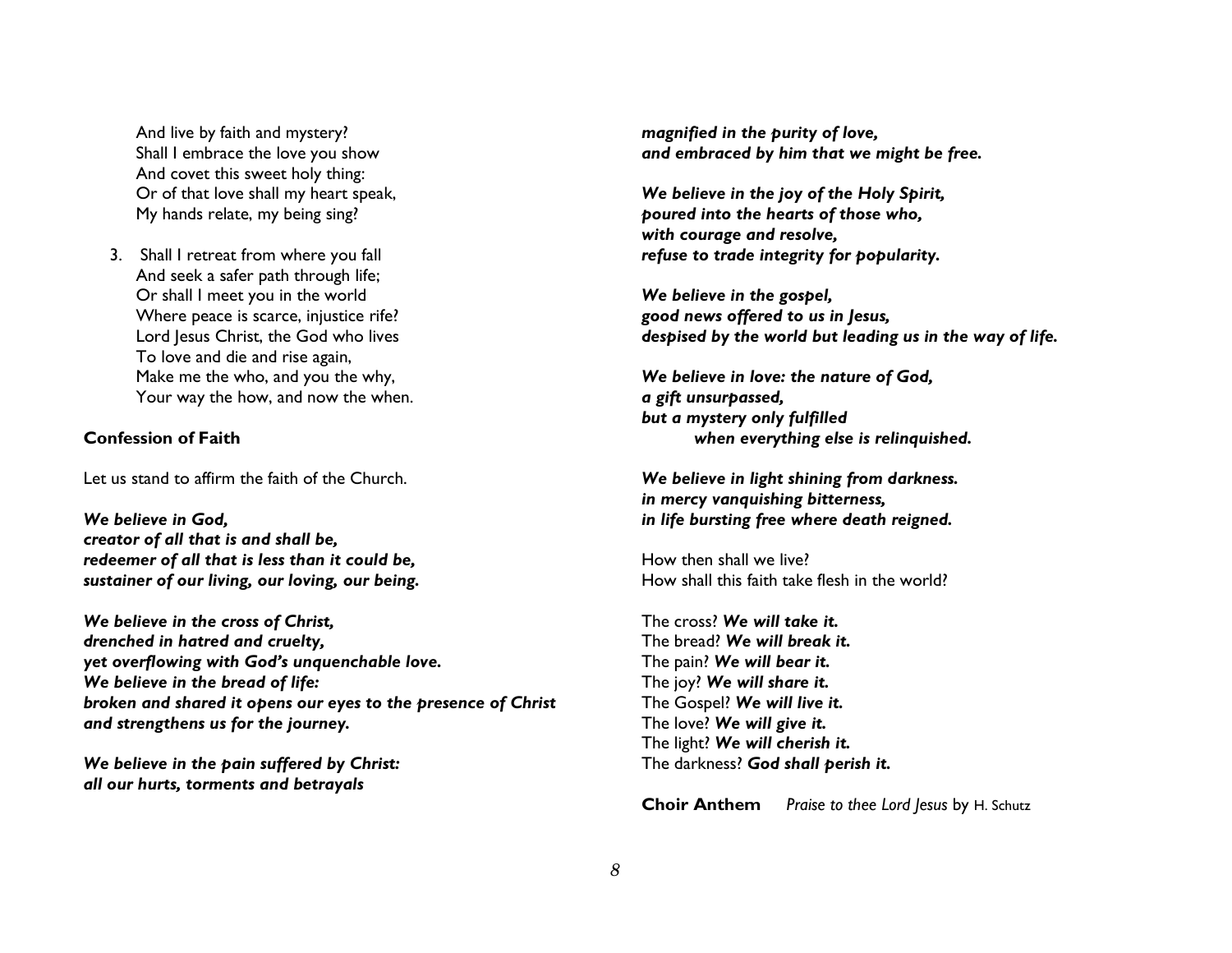And live by faith and mystery?
Shall I embrace the love you show
And covet this sweet holy thing:
Or of that love shall my heart speak,
My hands relate, my being sing?

3. Shall I retreat from where you fall
And seek a safer path through life;
Or shall I meet you in the world
Where peace is scarce, injustice rife?
Lord Jesus Christ, the God who lives
To love and die and rise again,
Make me the who, and you the why,
Your way the how, and now the when.

**Confession of Faith**

Let us stand to affirm the faith of the Church.

***We believe in God,***
***creator of all that is and shall be,***
***redeemer of all that is less than it could be,***
***sustainer of our living, our loving, our being.***

***We believe in the cross of Christ,***
***drenched in hatred and cruelty,***
***yet overflowing with God's unquenchable love.***
***We believe in the bread of life:***
***broken and shared it opens our eyes to the presence of Christ***
***and strengthens us for the journey.***

***We believe in the pain suffered by Christ:***
***all our hurts, torments and betrayals***
***magnified in the purity of love,***
***and embraced by him that we might be free.***

***We believe in the joy of the Holy Spirit,***
***poured into the hearts of those who,***
***with courage and resolve,***
***refuse to trade integrity for popularity.***

***We believe in the gospel,***
***good news offered to us in Jesus,***
***despised by the world but leading us in the way of life.***

***We believe in love: the nature of God,***
***a gift unsurpassed,***
***but a mystery only fulfilled***
***when everything else is relinquished.***

***We believe in light shining from darkness.***
***in mercy vanquishing bitterness,***
***in life bursting free where death reigned.***

How then shall we live?
How shall this faith take flesh in the world?

The cross? ***We will take it.***
The bread? ***We will break it.***
The pain? ***We will bear it.***
The joy? ***We will share it.***
The Gospel? ***We will live it.***
The love? ***We will give it.***
The light? ***We will cherish it.***
The darkness? ***God shall perish it.***

**Choir Anthem** *Praise to thee Lord Jesus* by H. Schutz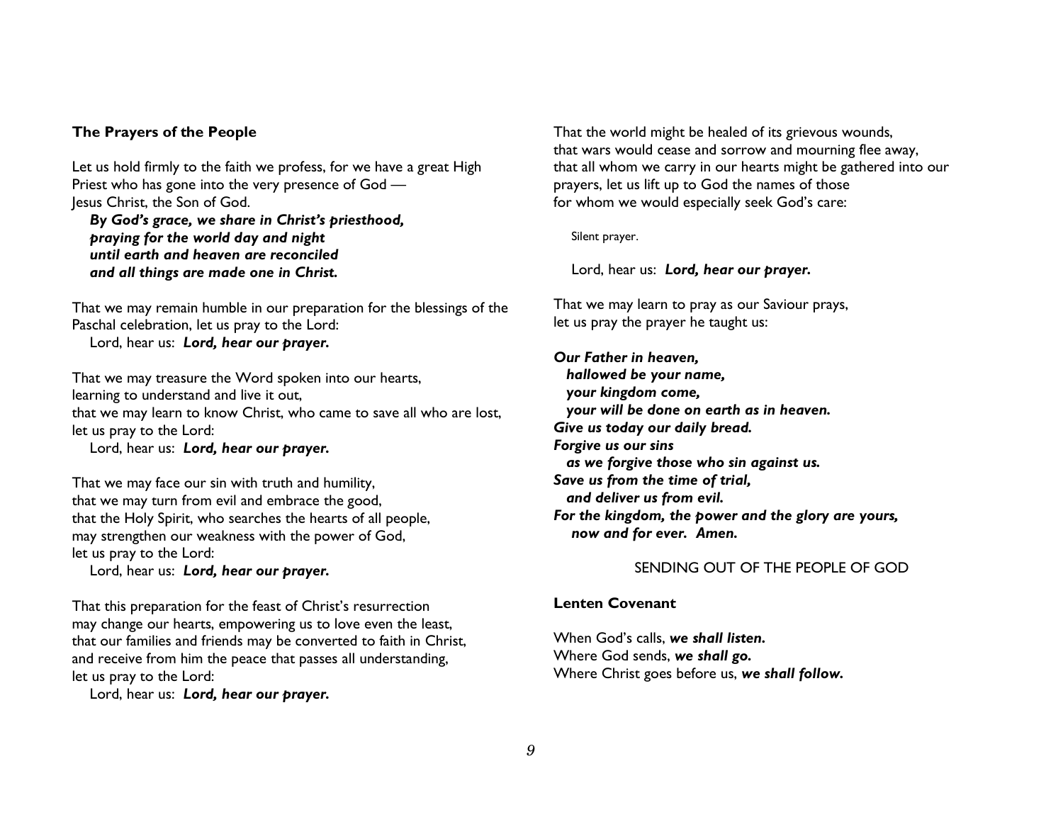### The Prayers of the People

Let us hold firmly to the faith we profess, for we have a great High Priest who has gone into the very presence of God — Jesus Christ, the Son of God.

***By God's grace, we share in Christ's priesthood,***
***praying for the world day and night***
***until earth and heaven are reconciled***
***and all things are made one in Christ.***

That we may remain humble in our preparation for the blessings of the Paschal celebration, let us pray to the Lord:
Lord, hear us: ***Lord, hear our prayer.***

That we may treasure the Word spoken into our hearts,
learning to understand and live it out,
that we may learn to know Christ, who came to save all who are lost,
let us pray to the Lord:
Lord, hear us: ***Lord, hear our prayer.***

That we may face our sin with truth and humility,
that we may turn from evil and embrace the good,
that the Holy Spirit, who searches the hearts of all people,
may strengthen our weakness with the power of God,
let us pray to the Lord:
Lord, hear us: ***Lord, hear our prayer.***

That this preparation for the feast of Christ's resurrection
may change our hearts, empowering us to love even the least,
that our families and friends may be converted to faith in Christ,
and receive from him the peace that passes all understanding,
let us pray to the Lord:
Lord, hear us: ***Lord, hear our prayer.***

That the world might be healed of its grievous wounds,
that wars would cease and sorrow and mourning flee away,
that all whom we carry in our hearts might be gathered into our prayers, let us lift up to God the names of those
for whom we would especially seek God's care:

Silent prayer.

Lord, hear us: ***Lord, hear our prayer.***

That we may learn to pray as our Saviour prays,
let us pray the prayer he taught us:

***Our Father in heaven,***
***hallowed be your name,***
***your kingdom come,***
***your will be done on earth as in heaven.***
***Give us today our daily bread.***
***Forgive us our sins***
***as we forgive those who sin against us.***
***Save us from the time of trial,***
***and deliver us from evil.***
***For the kingdom, the power and the glory are yours,***
***now and for ever. Amen.***

## SENDING OUT OF THE PEOPLE OF GOD

### Lenten Covenant

When God's calls, ***we shall listen.***
Where God sends, ***we shall go.***
Where Christ goes before us, ***we shall follow.***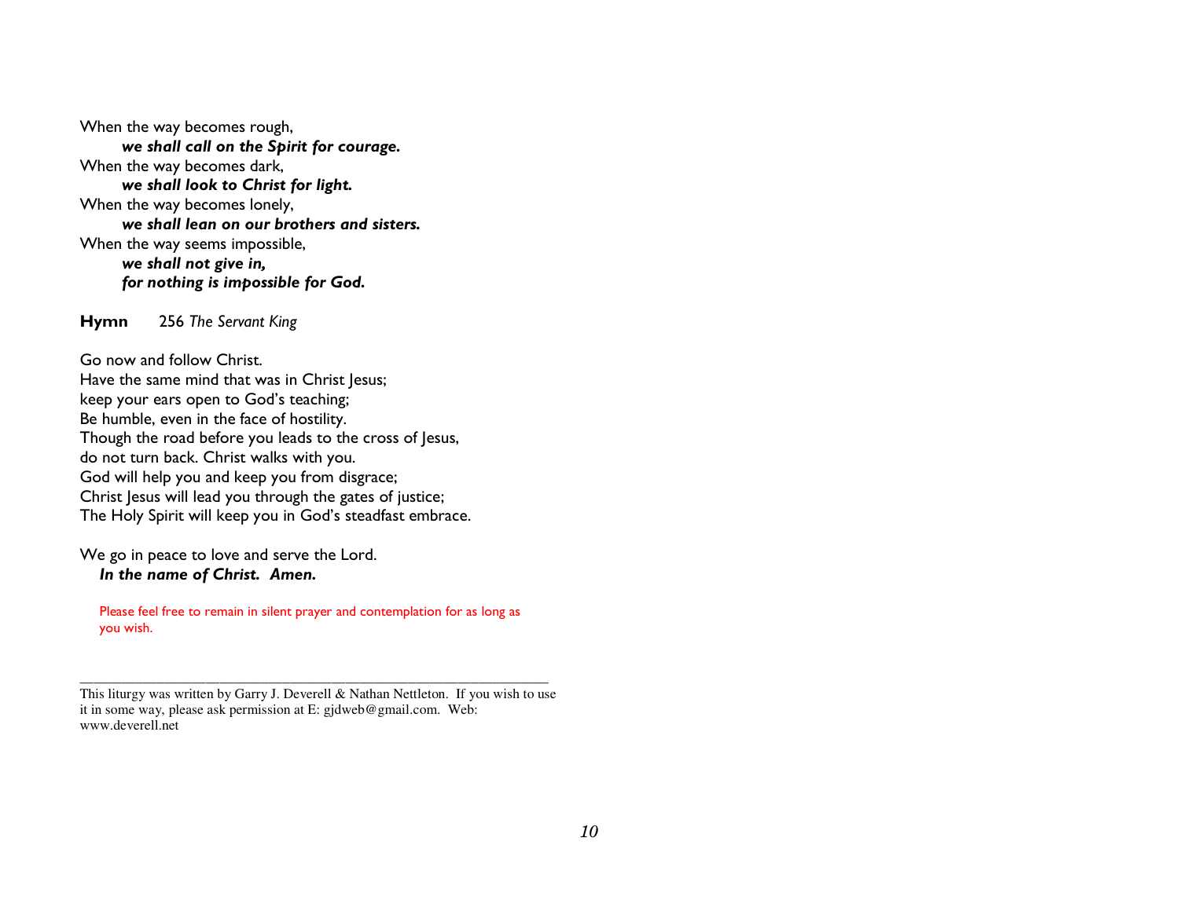When the way becomes rough,
***we shall call on the Spirit for courage.***
When the way becomes dark,
***we shall look to Christ for light.***
When the way becomes lonely,
***we shall lean on our brothers and sisters.***
When the way seems impossible,
***we shall not give in,***
***for nothing is impossible for God.***

**Hymn** 256 *The Servant King*

Go now and follow Christ.
Have the same mind that was in Christ Jesus;
keep your ears open to God's teaching;
Be humble, even in the face of hostility.
Though the road before you leads to the cross of Jesus,
do not turn back. Christ walks with you.
God will help you and keep you from disgrace;
Christ Jesus will lead you through the gates of justice;
The Holy Spirit will keep you in God's steadfast embrace.

We go in peace to love and serve the Lord.
***In the name of Christ. Amen.***

Please feel free to remain in silent prayer and contemplation for as long as you wish.

---

This liturgy was written by Garry J. Deverell & Nathan Nettleton. If you wish to use it in some way, please ask permission at E: gjdweb@gmail.com. Web: www.deverell.net